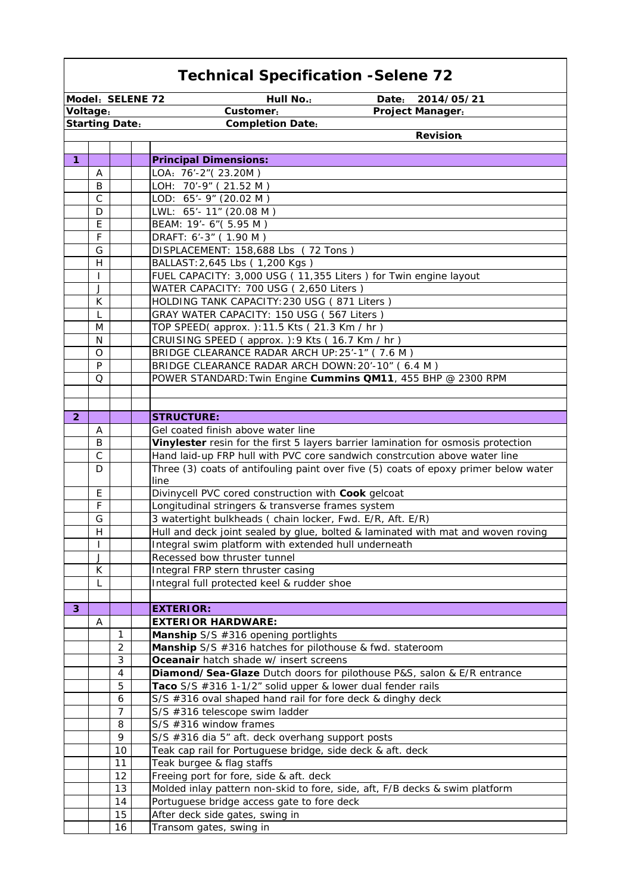# Technical Specification -Selene 72

| **Model: SELENE 72** | **Hull No.:** | **Date: 2014/05/21** |
|---|---|---|
| **Voltage:** | **Customer:** | **Project Manager:** |
| **Starting Date:** | **Completion Date:** | |
| | | **Revision:** |

| | | | | |
|---|---|---|---|---|
| **1** | | | | **Principal Dimensions:** |
| | A | | | LOA: 76'-2"( 23.20M ) |
| | B | | | LOH: 70'-9" ( 21.52 M ) |
| | C | | | LOD: 65'- 9" (20.02 M ) |
| | D | | | LWL: 65'- 11" (20.08 M ) |
| | E | | | BEAM: 19'- 6"( 5.95 M ) |
| | F | | | DRAFT: 6'-3" ( 1.90 M ) |
| | G | | | DISPLACEMENT: 158,688 Lbs ( 72 Tons ) |
| | H | | | BALLAST:2,645 Lbs ( 1,200 Kgs ) |
| | I | | | FUEL CAPACITY: 3,000 USG ( 11,355 Liters ) for Twin engine layout |
| | J | | | WATER CAPACITY: 700 USG ( 2,650 Liters ) |
| | K | | | HOLDING TANK CAPACITY:230 USG ( 871 Liters ) |
| | L | | | GRAY WATER CAPACITY: 150 USG ( 567 Liters ) |
| | M | | | TOP SPEED( approx. ):11.5 Kts ( 21.3 Km / hr ) |
| | N | | | CRUISING SPEED ( approx. ):9 Kts ( 16.7 Km / hr ) |
| | O | | | BRIDGE CLEARANCE RADAR ARCH UP:25'-1" ( 7.6 M ) |
| | P | | | BRIDGE CLEARANCE RADAR ARCH DOWN:20'-10" ( 6.4 M ) |
| | Q | | | POWER STANDARD:Twin Engine **Cummins QM11**, 455 BHP @ 2300 RPM |
| | | | | |
| | | | | |
| **2** | | | | **STRUCTURE:** |
| | A | | | Gel coated finish above water line |
| | B | | | **Vinylester** resin for the first 5 layers barrier lamination for osmosis protection |
| | C | | | Hand laid-up FRP hull with PVC core sandwich constrcution above water line |
| | D | | | Three (3) coats of antifouling paint over five (5) coats of epoxy primer below water line |
| | E | | | Divinycell PVC cored construction with **Cook** gelcoat |
| | F | | | Longitudinal stringers & transverse frames system |
| | G | | | 3 watertight bulkheads ( chain locker, Fwd. E/R, Aft. E/R) |
| | H | | | Hull and deck joint sealed by glue, bolted & laminated with mat and woven roving |
| | I | | | Integral swim platform with extended hull underneath |
| | J | | | Recessed bow thruster tunnel |
| | K | | | Integral FRP stern thruster casing |
| | L | | | Integral full protected keel & rudder shoe |
| | | | | |
| **3** | | | | **EXTERIOR:** |
| | A | | | **EXTERIOR HARDWARE:** |
| | | 1 | | **Manship** S/S #316 opening portlights |
| | | 2 | | **Manship** S/S #316 hatches for pilothouse & fwd. stateroom |
| | | 3 | | **Oceanair** hatch shade w/ insert screens |
| | | 4 | | **Diamond/Sea-Glaze** Dutch doors for pilothouse P&S, salon & E/R entrance |
| | | 5 | | **Taco** S/S #316 1-1/2" solid upper & lower dual fender rails |
| | | 6 | | S/S #316 oval shaped hand rail for fore deck & dinghy deck |
| | | 7 | | S/S #316 telescope swim ladder |
| | | 8 | | S/S #316 window frames |
| | | 9 | | S/S #316 dia 5" aft. deck overhang support posts |
| | | 10 | | Teak cap rail for Portuguese bridge, side deck & aft. deck |
| | | 11 | | Teak burgee & flag staffs |
| | | 12 | | Freeing port for fore, side & aft. deck |
| | | 13 | | Molded inlay pattern non-skid to fore, side, aft, F/B decks & swim platform |
| | | 14 | | Portuguese bridge access gate to fore deck |
| | | 15 | | After deck side gates, swing in |
| | | 16 | | Transom gates, swing in |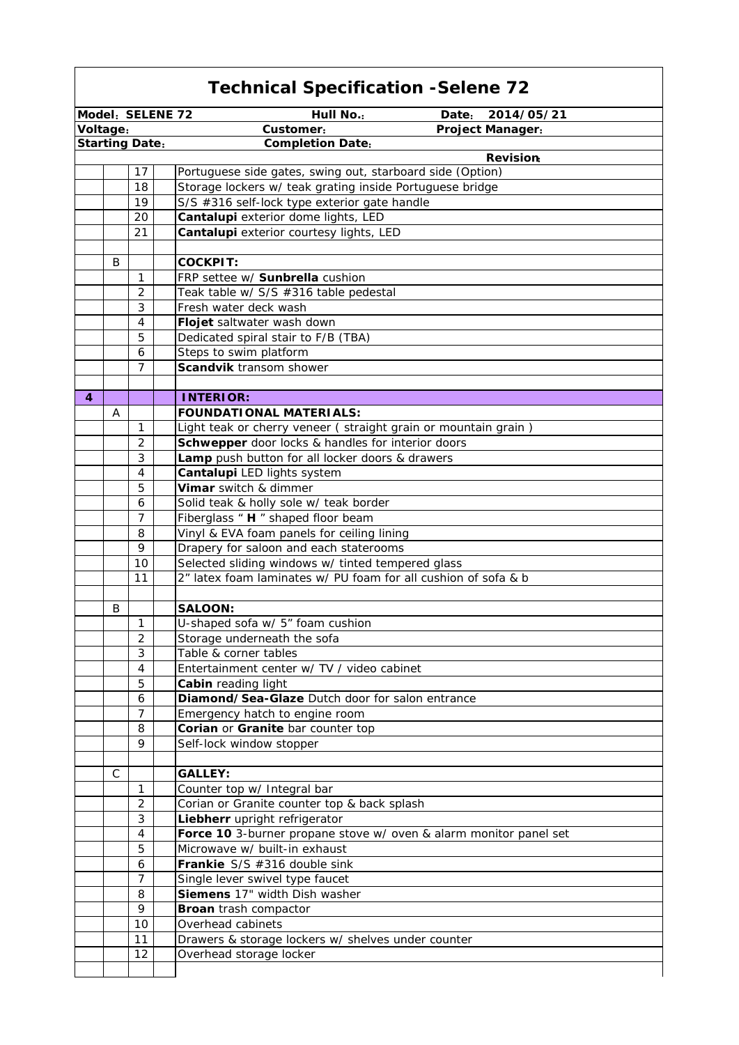# Technical Specification -Selene 72

| Model: SELENE 72 | | | | Hull No.: Date: 2014/05/21 |
|---|---|---|---|---|
| Voltage: | | | | Customer: Project Manager: |
| Starting Date: | | | | Completion Date: |
| | | | | Revision: |
| | | 17 | | Portuguese side gates, swing out, starboard side (Option) |
| | | 18 | | Storage lockers w/ teak grating inside Portuguese bridge |
| | | 19 | | S/S #316 self-lock type exterior gate handle |
| | | 20 | | **Cantalupi** exterior dome lights, LED |
| | | 21 | | **Cantalupi** exterior courtesy lights, LED |
| | | | | |
| | B | | | **COCKPIT:** |
| | | 1 | | FRP settee w/ **Sunbrella** cushion |
| | | 2 | | Teak table w/ S/S #316 table pedestal |
| | | 3 | | Fresh water deck wash |
| | | 4 | | **Flojet** saltwater wash down |
| | | 5 | | Dedicated spiral stair to F/B (TBA) |
| | | 6 | | Steps to swim platform |
| | | 7 | | **Scandvik** transom shower |
| | | | | |
| **4** | | | | **INTERIOR:** |
| | A | | | **FOUNDATIONAL MATERIALS:** |
| | | 1 | | Light teak or cherry veneer ( straight grain or mountain grain ) |
| | | 2 | | **Schwepper** door locks & handles for interior doors |
| | | 3 | | **Lamp** push button for all locker doors & drawers |
| | | 4 | | **Cantalupi** LED lights system |
| | | 5 | | **Vimar** switch & dimmer |
| | | 6 | | Solid teak & holly sole w/ teak border |
| | | 7 | | Fiberglass " **H** " shaped floor beam |
| | | 8 | | Vinyl & EVA foam panels for ceiling lining |
| | | 9 | | Drapery for saloon and each staterooms |
| | | 10 | | Selected sliding windows w/ tinted tempered glass |
| | | 11 | | 2" latex foam laminates w/ PU foam for all cushion of sofa & b |
| | | | | |
| | B | | | **SALOON:** |
| | | 1 | | U-shaped sofa w/ 5" foam cushion |
| | | 2 | | Storage underneath the sofa |
| | | 3 | | Table & corner tables |
| | | 4 | | Entertainment center w/ TV / video cabinet |
| | | 5 | | **Cabin** reading light |
| | | 6 | | **Diamond/Sea-Glaze** Dutch door for salon entrance |
| | | 7 | | Emergency hatch to engine room |
| | | 8 | | **Corian** or **Granite** bar counter top |
| | | 9 | | Self-lock window stopper |
| | | | | |
| | C | | | **GALLEY:** |
| | | 1 | | Counter top w/ Integral bar |
| | | 2 | | Corian or Granite counter top & back splash |
| | | 3 | | **Liebherr** upright refrigerator |
| | | 4 | | **Force 10** 3-burner propane stove w/ oven & alarm monitor panel set |
| | | 5 | | Microwave w/ built-in exhaust |
| | | 6 | | **Frankie** S/S #316 double sink |
| | | 7 | | Single lever swivel type faucet |
| | | 8 | | **Siemens** 17" width Dish washer |
| | | 9 | | **Broan** trash compactor |
| | | 10 | | Overhead cabinets |
| | | 11 | | Drawers & storage lockers w/ shelves under counter |
| | | 12 | | Overhead storage locker |
| | | | | |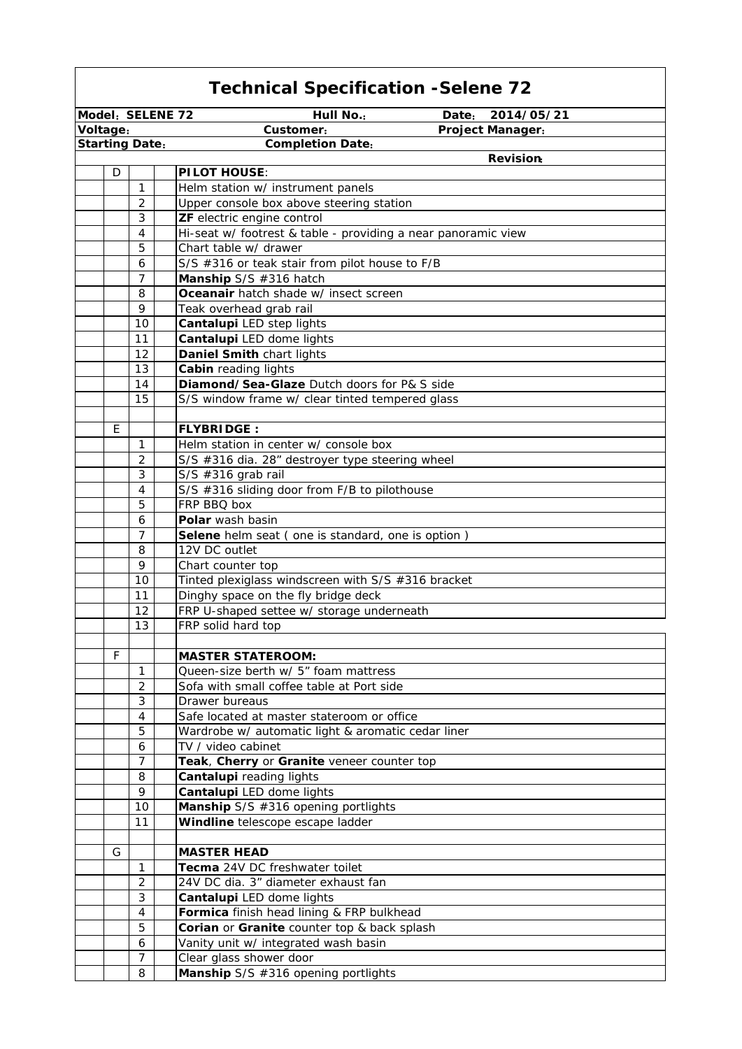# Technical Specification -Selene 72

| **Model: SELENE 72** | | **Hull No.:** | **Date: 2014/05/21** |
|---|---|---|---|
| **Voltage:** | | **Customer:** | **Project Manager:** |
| **Starting Date:** | | **Completion Date:** | |
| | | | **Revision:** |

| | | | |
|---|---|---|---|
| D | | | **PILOT HOUSE**: |
| | 1 | | Helm station w/ instrument panels |
| | 2 | | Upper console box above steering station |
| | 3 | | **ZF** electric engine control |
| | 4 | | Hi-seat w/ footrest & table - providing a near panoramic view |
| | 5 | | Chart table w/ drawer |
| | 6 | | S/S #316 or teak stair from pilot house to F/B |
| | 7 | | **Manship** S/S #316 hatch |
| | 8 | | **Oceanair** hatch shade w/ insect screen |
| | 9 | | Teak overhead grab rail |
| | 10 | | **Cantalupi** LED step lights |
| | 11 | | **Cantalupi** LED dome lights |
| | 12 | | **Daniel Smith** chart lights |
| | 13 | | **Cabin** reading lights |
| | 14 | | **Diamond/Sea-Glaze** Dutch doors for P& S side |
| | 15 | | S/S window frame w/ clear tinted tempered glass |
| | | | |
| E | | | **FLYBRIDGE :** |
| | 1 | | Helm station in center w/ console box |
| | 2 | | S/S #316 dia. 28" destroyer type steering wheel |
| | 3 | | S/S #316 grab rail |
| | 4 | | S/S #316 sliding door from F/B to pilothouse |
| | 5 | | FRP BBQ box |
| | 6 | | **Polar** wash basin |
| | 7 | | **Selene** helm seat ( one is standard, one is option ) |
| | 8 | | 12V DC outlet |
| | 9 | | Chart counter top |
| | 10 | | Tinted plexiglass windscreen with S/S #316 bracket |
| | 11 | | Dinghy space on the fly bridge deck |
| | 12 | | FRP U-shaped settee w/ storage underneath |
| | 13 | | FRP solid hard top |
| | | | |
| F | | | **MASTER STATEROOM:** |
| | 1 | | Queen-size berth w/ 5" foam mattress |
| | 2 | | Sofa with small coffee table at Port side |
| | 3 | | Drawer bureaus |
| | 4 | | Safe located at master stateroom or office |
| | 5 | | Wardrobe w/ automatic light & aromatic cedar liner |
| | 6 | | TV / video cabinet |
| | 7 | | **Teak**, **Cherry** or **Granite** veneer counter top |
| | 8 | | **Cantalupi** reading lights |
| | 9 | | **Cantalupi** LED dome lights |
| | 10 | | **Manship** S/S #316 opening portlights |
| | 11 | | **Windline** telescope escape ladder |
| | | | |
| G | | | **MASTER HEAD** |
| | 1 | | **Tecma** 24V DC freshwater toilet |
| | 2 | | 24V DC dia. 3" diameter exhaust fan |
| | 3 | | **Cantalupi** LED dome lights |
| | 4 | | **Formica** finish head lining & FRP bulkhead |
| | 5 | | **Corian** or **Granite** counter top & back splash |
| | 6 | | Vanity unit w/ integrated wash basin |
| | 7 | | Clear glass shower door |
| | 8 | | **Manship** S/S #316 opening portlights |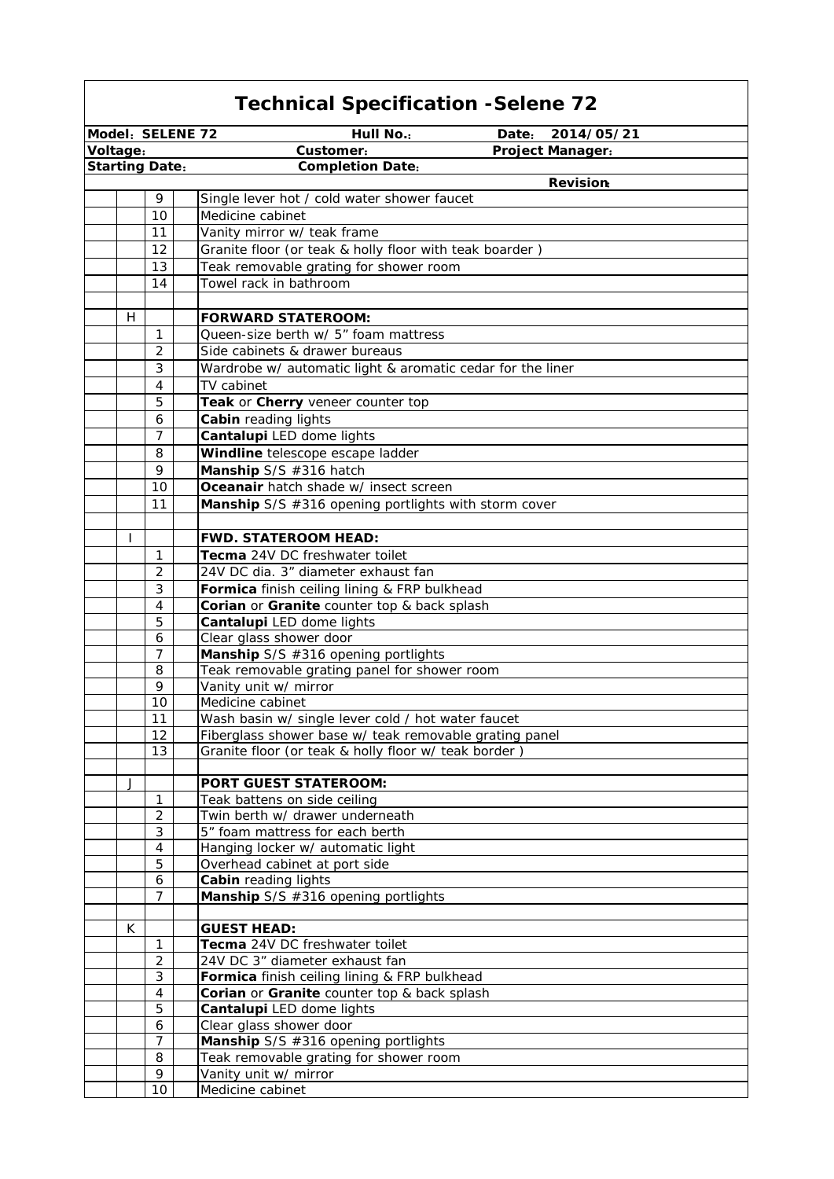# Technical Specification -Selene 72

| Model: SELENE 72 | | | | Hull No.: | Date: 2014/05/21 |
|---|---|---|---|---|---|
| Voltage: | | | | Customer: | Project Manager: |
| Starting Date: | | | | Completion Date: | |
| | | | | | Revision: |
| | | 9 | | Single lever hot / cold water shower faucet | |
| | | 10 | | Medicine cabinet | |
| | | 11 | | Vanity mirror w/ teak frame | |
| | | 12 | | Granite floor (or teak & holly floor with teak boarder ) | |
| | | 13 | | Teak removable grating for shower room | |
| | | 14 | | Towel rack in bathroom | |
| | | | | | |
| | H | | | **FORWARD STATEROOM:** | |
| | | 1 | | Queen-size berth w/ 5" foam mattress | |
| | | 2 | | Side cabinets & drawer bureaus | |
| | | 3 | | Wardrobe w/ automatic light & aromatic cedar for the liner | |
| | | 4 | | TV cabinet | |
| | | 5 | | **Teak** or **Cherry** veneer counter top | |
| | | 6 | | **Cabin** reading lights | |
| | | 7 | | **Cantalupi** LED dome lights | |
| | | 8 | | **Windline** telescope escape ladder | |
| | | 9 | | **Manship** S/S #316 hatch | |
| | | 10 | | **Oceanair** hatch shade w/ insect screen | |
| | | 11 | | **Manship** S/S #316 opening portlights with storm cover | |
| | | | | | |
| | I | | | **FWD. STATEROOM HEAD:** | |
| | | 1 | | **Tecma** 24V DC freshwater toilet | |
| | | 2 | | 24V DC dia. 3" diameter exhaust fan | |
| | | 3 | | **Formica** finish ceiling lining & FRP bulkhead | |
| | | 4 | | **Corian** or **Granite** counter top & back splash | |
| | | 5 | | **Cantalupi** LED dome lights | |
| | | 6 | | Clear glass shower door | |
| | | 7 | | **Manship** S/S #316 opening portlights | |
| | | 8 | | Teak removable grating panel for shower room | |
| | | 9 | | Vanity unit w/ mirror | |
| | | 10 | | Medicine cabinet | |
| | | 11 | | Wash basin w/ single lever cold / hot water faucet | |
| | | 12 | | Fiberglass shower base w/ teak removable grating panel | |
| | | 13 | | Granite floor (or teak & holly floor w/ teak border ) | |
| | | | | | |
| | J | | | **PORT GUEST STATEROOM:** | |
| | | 1 | | Teak battens on side ceiling | |
| | | 2 | | Twin berth w/ drawer underneath | |
| | | 3 | | 5" foam mattress for each berth | |
| | | 4 | | Hanging locker w/ automatic light | |
| | | 5 | | Overhead cabinet at port side | |
| | | 6 | | **Cabin** reading lights | |
| | | 7 | | **Manship** S/S #316 opening portlights | |
| | | | | | |
| | K | | | **GUEST HEAD:** | |
| | | 1 | | **Tecma** 24V DC freshwater toilet | |
| | | 2 | | 24V DC 3" diameter exhaust fan | |
| | | 3 | | **Formica** finish ceiling lining & FRP bulkhead | |
| | | 4 | | **Corian** or **Granite** counter top & back splash | |
| | | 5 | | **Cantalupi** LED dome lights | |
| | | 6 | | Clear glass shower door | |
| | | 7 | | **Manship** S/S #316 opening portlights | |
| | | 8 | | Teak removable grating for shower room | |
| | | 9 | | Vanity unit w/ mirror | |
| | | 10 | | Medicine cabinet | |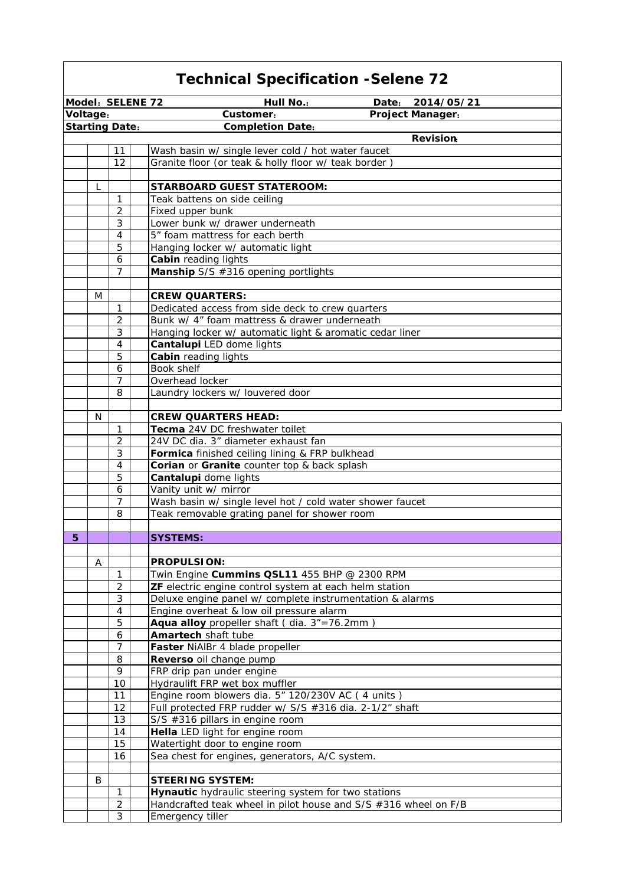# Technical Specification -Selene 72

| Model: SELENE 72 | | Hull No.: | Date: 2014/05/21 |
|---|---|---|---|
| Voltage: | | Customer: | Project Manager: |
| Starting Date: | | Completion Date: | |
| | | | Revision: |

| | | | | |
|---|---|---|---|---|
| | | 11 | | Wash basin w/ single lever cold / hot water faucet |
| | | 12 | | Granite floor (or teak & holly floor w/ teak border ) |
| | | | | |
| | L | | | **STARBOARD GUEST STATEROOM:** |
| | | 1 | | Teak battens on side ceiling |
| | | 2 | | Fixed upper bunk |
| | | 3 | | Lower bunk w/ drawer underneath |
| | | 4 | | 5" foam mattress for each berth |
| | | 5 | | Hanging locker w/ automatic light |
| | | 6 | | **Cabin** reading lights |
| | | 7 | | **Manship** S/S #316 opening portlights |
| | | | | |
| | M | | | **CREW QUARTERS:** |
| | | 1 | | Dedicated access from side deck to crew quarters |
| | | 2 | | Bunk w/ 4" foam mattress & drawer underneath |
| | | 3 | | Hanging locker w/ automatic light & aromatic cedar liner |
| | | 4 | | **Cantalupi** LED dome lights |
| | | 5 | | **Cabin** reading lights |
| | | 6 | | Book shelf |
| | | 7 | | Overhead locker |
| | | 8 | | Laundry lockers w/ louvered door |
| | | | | |
| | N | | | **CREW QUARTERS HEAD:** |
| | | 1 | | **Tecma** 24V DC freshwater toilet |
| | | 2 | | 24V DC dia. 3" diameter exhaust fan |
| | | 3 | | **Formica** finished ceiling lining & FRP bulkhead |
| | | 4 | | **Corian** or **Granite** counter top & back splash |
| | | 5 | | **Cantalupi** dome lights |
| | | 6 | | Vanity unit w/ mirror |
| | | 7 | | Wash basin w/ single level hot / cold water shower faucet |
| | | 8 | | Teak removable grating panel for shower room |
| | | | | |
| **5** | | | | **SYSTEMS:** |
| | | | | |
| | A | | | **PROPULSION:** |
| | | 1 | | Twin Engine **Cummins QSL11** 455 BHP @ 2300 RPM |
| | | 2 | | **ZF** electric engine control system at each helm station |
| | | 3 | | Deluxe engine panel w/ complete instrumentation & alarms |
| | | 4 | | Engine overheat & low oil pressure alarm |
| | | 5 | | **Aqua alloy** propeller shaft ( dia. 3"=76.2mm ) |
| | | 6 | | **Amartech** shaft tube |
| | | 7 | | **Faster** NiAlBr 4 blade propeller |
| | | 8 | | **Reverso** oil change pump |
| | | 9 | | FRP drip pan under engine |
| | | 10 | | Hydraulift FRP wet box muffler |
| | | 11 | | Engine room blowers dia. 5" 120/230V AC ( 4 units ) |
| | | 12 | | Full protected FRP rudder w/ S/S #316 dia. 2-1/2" shaft |
| | | 13 | | S/S #316 pillars in engine room |
| | | 14 | | **Hella** LED light for engine room |
| | | 15 | | Watertight door to engine room |
| | | 16 | | Sea chest for engines, generators, A/C system. |
| | | | | |
| | B | | | **STEERING SYSTEM:** |
| | | 1 | | **Hynautic** hydraulic steering system for two stations |
| | | 2 | | Handcrafted teak wheel in pilot house and S/S #316 wheel on F/B |
| | | 3 | | Emergency tiller |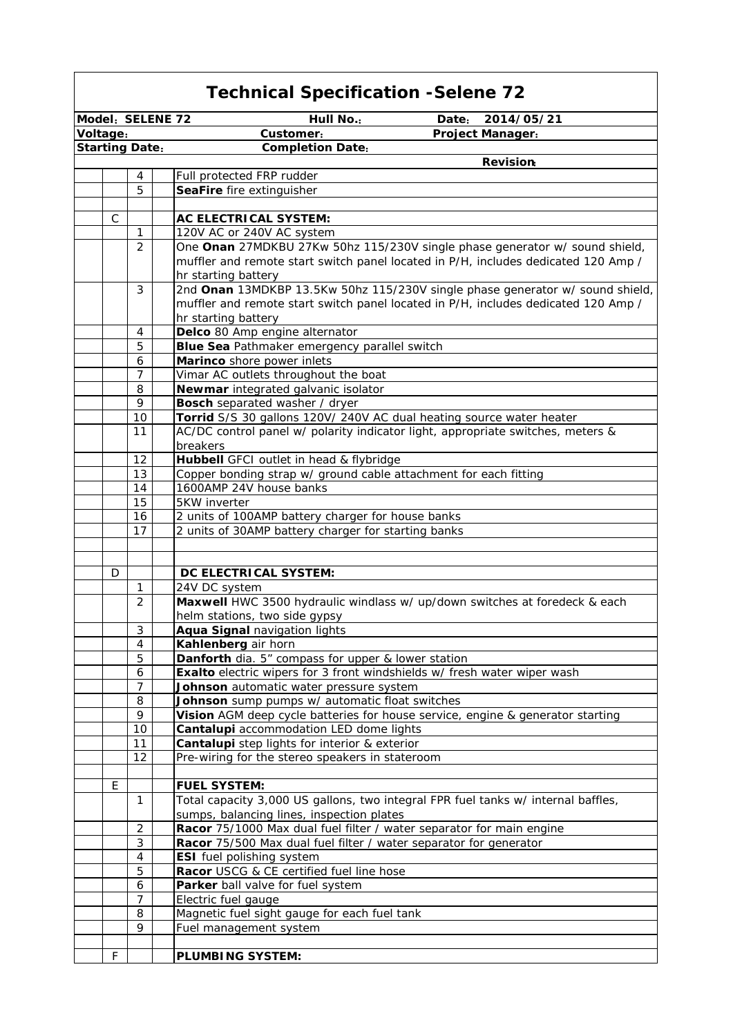# Technical Specification -Selene 72

| Model: SELENE 72 | | | | Hull No.: | Date: 2014/05/21 |
|---|---|---|---|---|---|
| **Voltage:** | | | | **Customer:** | **Project Manager:** |
| **Starting Date:** | | | | **Completion Date:** | |
| | | | | | **Revision:** |

| | | | | |
|---|---|---|---|---|
| | | 4 | | Full protected FRP rudder |
| | | 5 | | **SeaFire** fire extinguisher |
| | | | | |
| | C | | | **AC ELECTRICAL SYSTEM:** |
| | | 1 | | 120V AC or 240V AC system |
| | | 2 | | One **Onan** 27MDKBU 27Kw 50hz 115/230V single phase generator w/ sound shield, muffler and remote start switch panel located in P/H, includes dedicated 120 Amp / hr starting battery |
| | | 3 | | 2nd **Onan** 13MDKBP 13.5Kw 50hz 115/230V single phase generator w/ sound shield, muffler and remote start switch panel located in P/H, includes dedicated 120 Amp / hr starting battery |
| | | 4 | | **Delco** 80 Amp engine alternator |
| | | 5 | | **Blue Sea** Pathmaker emergency parallel switch |
| | | 6 | | **Marinco** shore power inlets |
| | | 7 | | Vimar AC outlets throughout the boat |
| | | 8 | | **Newmar** integrated galvanic isolator |
| | | 9 | | **Bosch** separated washer / dryer |
| | | 10 | | **Torrid** S/S 30 gallons 120V/ 240V AC dual heating source water heater |
| | | 11 | | AC/DC control panel w/ polarity indicator light, appropriate switches, meters & breakers |
| | | 12 | | **Hubbell** GFCI outlet in head & flybridge |
| | | 13 | | Copper bonding strap w/ ground cable attachment for each fitting |
| | | 14 | | 1600AMP 24V house banks |
| | | 15 | | 5KW inverter |
| | | 16 | | 2 units of 100AMP battery charger for house banks |
| | | 17 | | 2 units of 30AMP battery charger for starting banks |
| | | | | |
| | | | | |
| | D | | | **DC ELECTRICAL SYSTEM:** |
| | | 1 | | 24V DC system |
| | | 2 | | **Maxwell** HWC 3500 hydraulic windlass w/ up/down switches at foredeck & each helm stations, two side gypsy |
| | | 3 | | **Aqua Signal** navigation lights |
| | | 4 | | **Kahlenberg** air horn |
| | | 5 | | **Danforth** dia. 5" compass for upper & lower station |
| | | 6 | | **Exalto** electric wipers for 3 front windshields w/ fresh water wiper wash |
| | | 7 | | **Johnson** automatic water pressure system |
| | | 8 | | **Johnson** sump pumps w/ automatic float switches |
| | | 9 | | **Vision** AGM deep cycle batteries for house service, engine & generator starting |
| | | 10 | | **Cantalupi** accommodation LED dome lights |
| | | 11 | | **Cantalupi** step lights for interior & exterior |
| | | 12 | | Pre-wiring for the stereo speakers in stateroom |
| | | | | |
| | E | | | **FUEL SYSTEM:** |
| | | 1 | | Total capacity 3,000 US gallons, two integral FPR fuel tanks w/ internal baffles, sumps, balancing lines, inspection plates |
| | | 2 | | **Racor** 75/1000 Max dual fuel filter / water separator for main engine |
| | | 3 | | **Racor** 75/500 Max dual fuel filter / water separator for generator |
| | | 4 | | **ESI** fuel polishing system |
| | | 5 | | **Racor** USCG & CE certified fuel line hose |
| | | 6 | | **Parker** ball valve for fuel system |
| | | 7 | | Electric fuel gauge |
| | | 8 | | Magnetic fuel sight gauge for each fuel tank |
| | | 9 | | Fuel management system |
| | | | | |
| | F | | | **PLUMBING SYSTEM:** |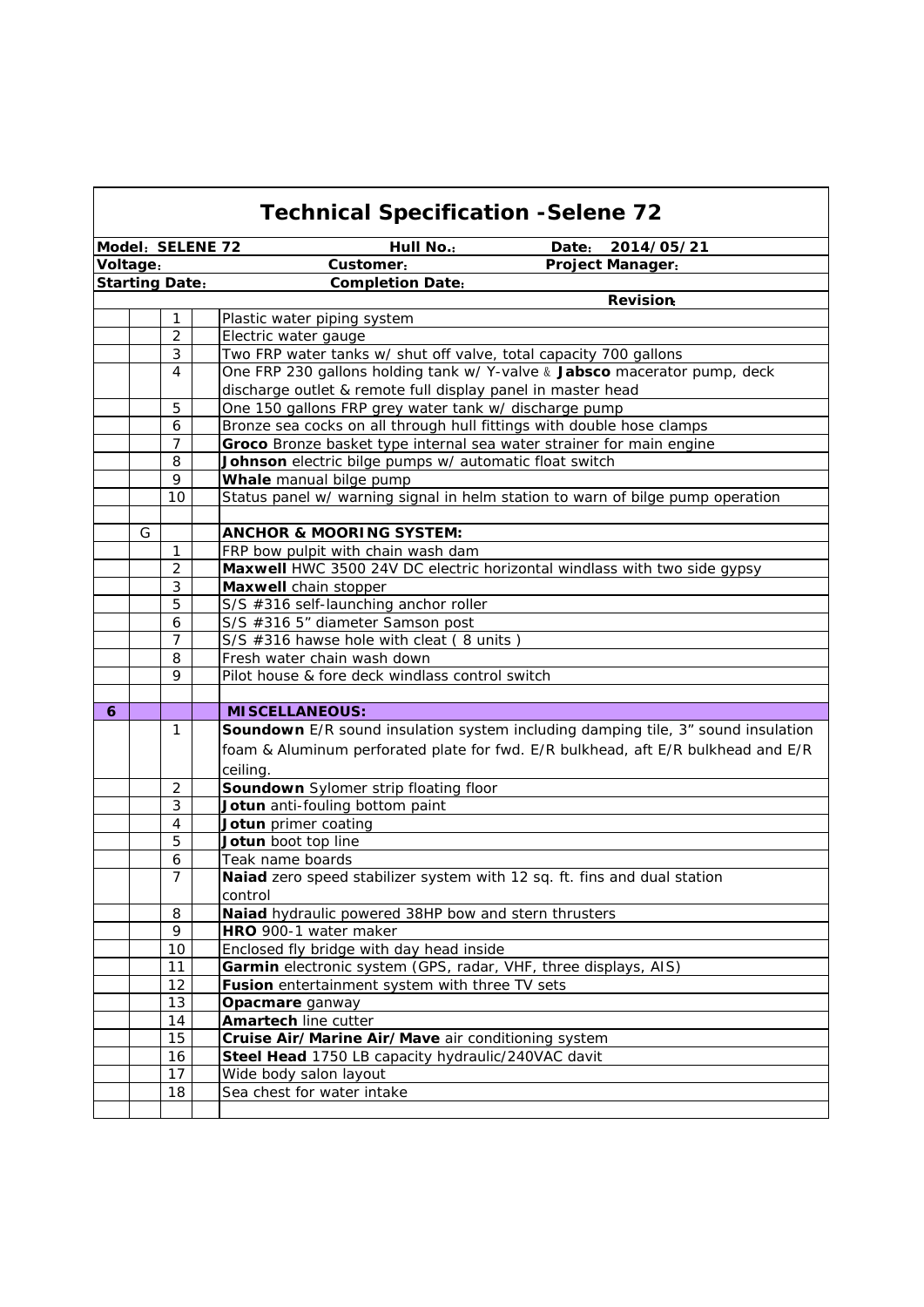# Technical Specification -Selene 72

| | | | | |
|---|---|---|---|---|
| **Model：SELENE 72** | | **Hull No.:** | **Date：2014/05/21** | |
| **Voltage：** | | **Customer：** | **Project Manager：** | |
| **Starting Date：** | | **Completion Date：** | | |
| | | | **Revision：** | |

| | | | | |
|---|---|---|---|---|
| | | 1 | | Plastic water piping system |
| | | 2 | | Electric water gauge |
| | | 3 | | Two FRP water tanks w/ shut off valve, total capacity 700 gallons |
| | | 4 | | One FRP 230 gallons holding tank w/ Y-valve & **Jabsco** macerator pump, deck discharge outlet & remote full display panel in master head |
| | | 5 | | One 150 gallons FRP grey water tank w/ discharge pump |
| | | 6 | | Bronze sea cocks on all through hull fittings with double hose clamps |
| | | 7 | | **Groco** Bronze basket type internal sea water strainer for main engine |
| | | 8 | | **Johnson** electric bilge pumps w/ automatic float switch |
| | | 9 | | **Whale** manual bilge pump |
| | | 10 | | Status panel w/ warning signal in helm station to warn of bilge pump operation |
| | | | | |
| | G | | | **ANCHOR & MOORING SYSTEM:** |
| | | 1 | | FRP bow pulpit with chain wash dam |
| | | 2 | | **Maxwell** HWC 3500 24V DC electric horizontal windlass with two side gypsy |
| | | 3 | | **Maxwell** chain stopper |
| | | 5 | | S/S #316 self-launching anchor roller |
| | | 6 | | S/S #316 5" diameter Samson post |
| | | 7 | | S/S #316 hawse hole with cleat ( 8 units ) |
| | | 8 | | Fresh water chain wash down |
| | | 9 | | Pilot house & fore deck windlass control switch |
| | | | | |
| **6** | | | | **MISCELLANEOUS:** |
| | | 1 | | **Soundown** E/R sound insulation system including damping tile, 3" sound insulation foam & Aluminum perforated plate for fwd. E/R bulkhead, aft E/R bulkhead and E/R ceiling. |
| | | 2 | | **Soundown** Sylomer strip floating floor |
| | | 3 | | **Jotun** anti-fouling bottom paint |
| | | 4 | | **Jotun** primer coating |
| | | 5 | | **Jotun** boot top line |
| | | 6 | | Teak name boards |
| | | 7 | | **Naiad** zero speed stabilizer system with 12 sq. ft. fins and dual station control |
| | | 8 | | **Naiad** hydraulic powered 38HP bow and stern thrusters |
| | | 9 | | **HRO** 900-1 water maker |
| | | 10 | | Enclosed fly bridge with day head inside |
| | | 11 | | **Garmin** electronic system (GPS, radar, VHF, three displays, AIS) |
| | | 12 | | **Fusion** entertainment system with three TV sets |
| | | 13 | | **Opacmare** ganway |
| | | 14 | | **Amartech** line cutter |
| | | 15 | | **Cruise Air/Marine Air/Mave** air conditioning system |
| | | 16 | | **Steel Head** 1750 LB capacity hydraulic/240VAC davit |
| | | 17 | | Wide body salon layout |
| | | 18 | | Sea chest for water intake |
| | | | | |